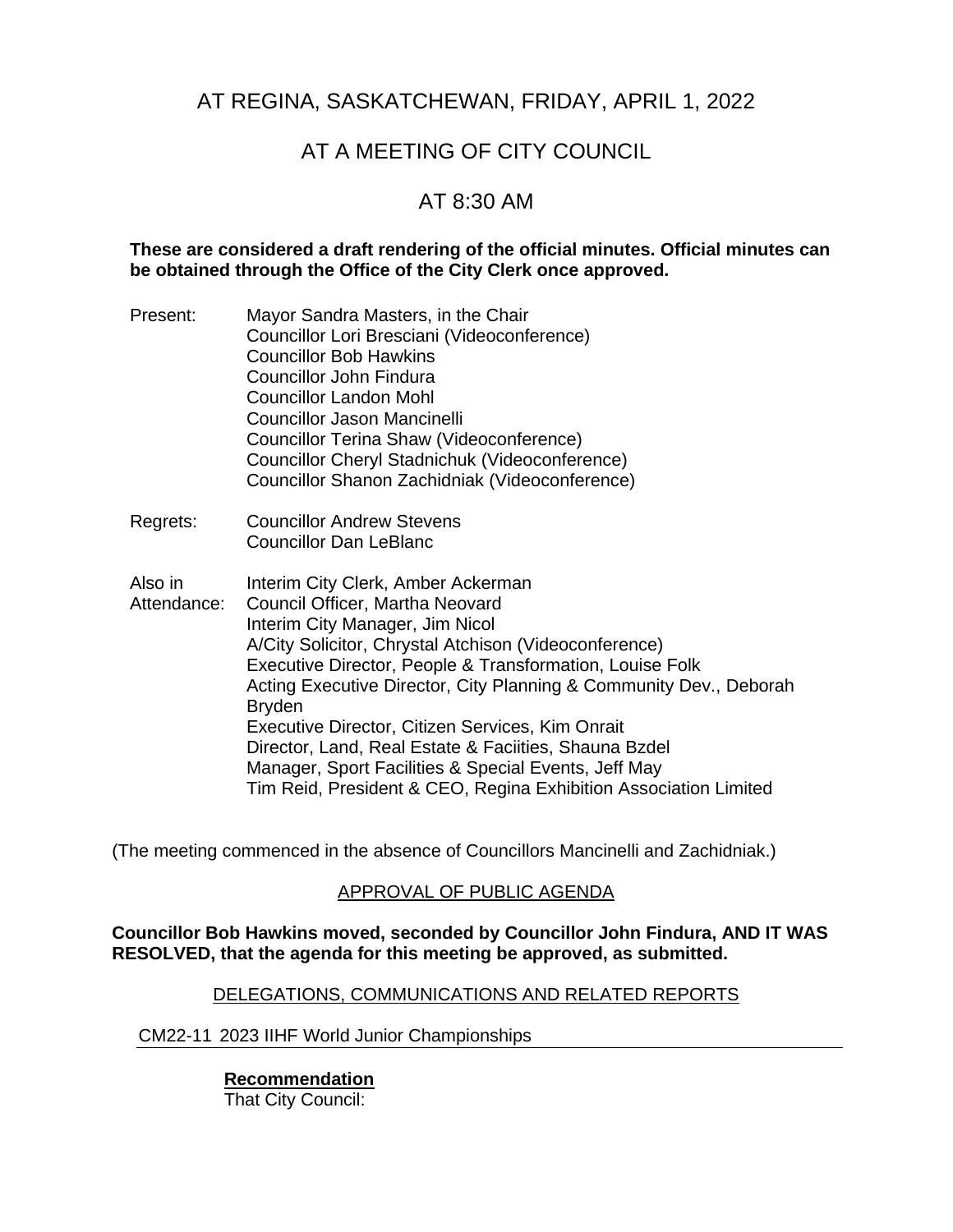# AT REGINA, SASKATCHEWAN, FRIDAY, APRIL 1, 2022

# AT A MEETING OF CITY COUNCIL

# AT 8:30 AM

**These are considered a draft rendering of the official minutes. Official minutes can be obtained through the Office of the City Clerk once approved.**

| | |
|---|---|
| Present: | Mayor Sandra Masters, in the Chair<br>Councillor Lori Bresciani (Videoconference)<br>Councillor Bob Hawkins<br>Councillor John Findura<br>Councillor Landon Mohl<br>Councillor Jason Mancinelli<br>Councillor Terina Shaw (Videoconference)<br>Councillor Cheryl Stadnichuk (Videoconference)<br>Councillor Shanon Zachidniak (Videoconference) |
| Regrets: | Councillor Andrew Stevens<br>Councillor Dan LeBlanc |
| Also in Attendance: | Interim City Clerk, Amber Ackerman<br>Council Officer, Martha Neovard<br>Interim City Manager, Jim Nicol<br>A/City Solicitor, Chrystal Atchison (Videoconference)<br>Executive Director, People & Transformation, Louise Folk<br>Acting Executive Director, City Planning & Community Dev., Deborah Bryden<br>Executive Director, Citizen Services, Kim Onrait<br>Director, Land, Real Estate & Faciities, Shauna Bzdel<br>Manager, Sport Facilities & Special Events, Jeff May<br>Tim Reid, President & CEO, Regina Exhibition Association Limited |

(The meeting commenced in the absence of Councillors Mancinelli and Zachidniak.)

## APPROVAL OF PUBLIC AGENDA

**Councillor Bob Hawkins moved, seconded by Councillor John Findura, AND IT WAS RESOLVED, that the agenda for this meeting be approved, as submitted.**

## DELEGATIONS, COMMUNICATIONS AND RELATED REPORTS

### CM22-11 2023 IIHF World Junior Championships

**Recommendation**

That City Council: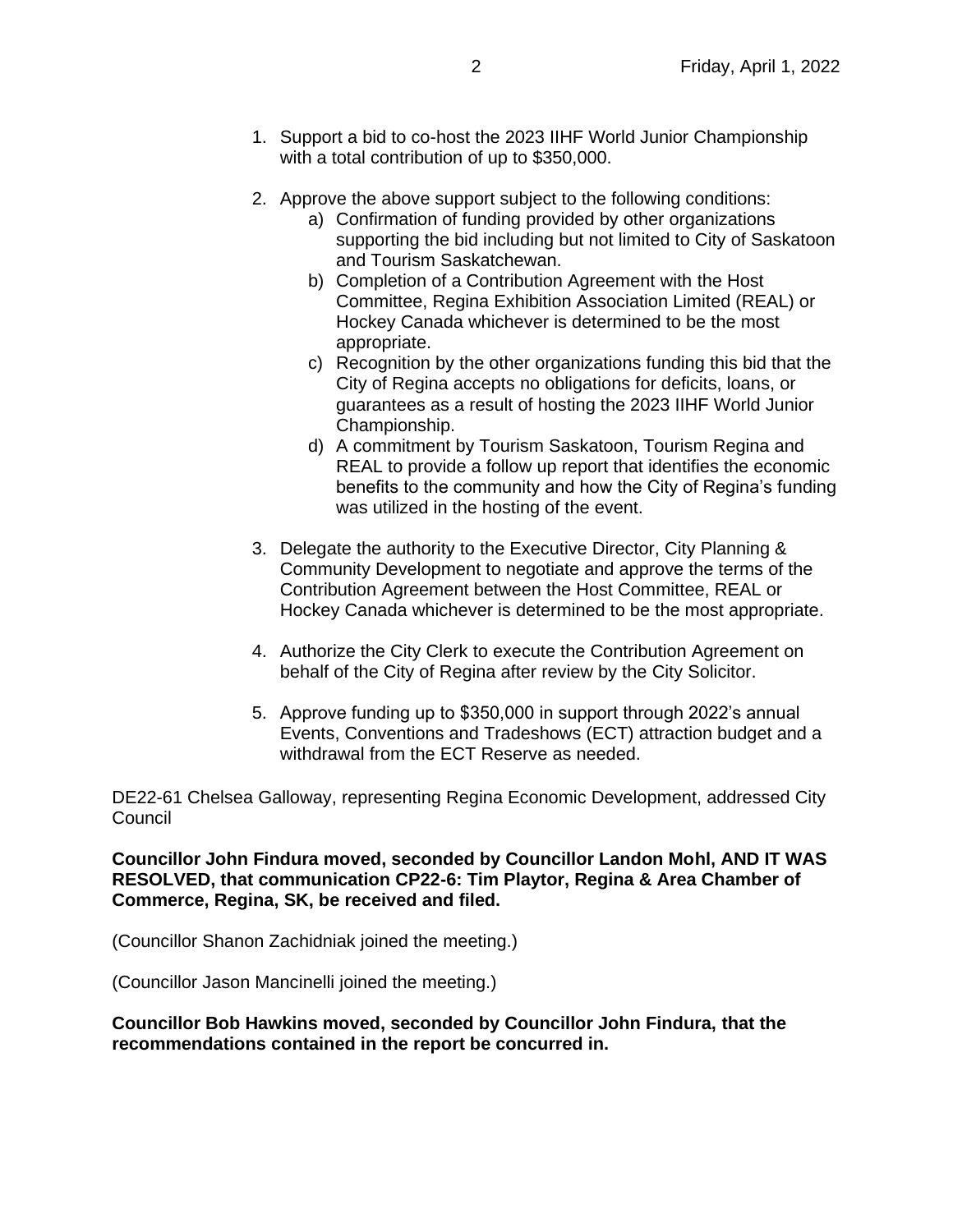1. Support a bid to co-host the 2023 IIHF World Junior Championship with a total contribution of up to $350,000.

2. Approve the above support subject to the following conditions:
   a) Confirmation of funding provided by other organizations supporting the bid including but not limited to City of Saskatoon and Tourism Saskatchewan.
   b) Completion of a Contribution Agreement with the Host Committee, Regina Exhibition Association Limited (REAL) or Hockey Canada whichever is determined to be the most appropriate.
   c) Recognition by the other organizations funding this bid that the City of Regina accepts no obligations for deficits, loans, or guarantees as a result of hosting the 2023 IIHF World Junior Championship.
   d) A commitment by Tourism Saskatoon, Tourism Regina and REAL to provide a follow up report that identifies the economic benefits to the community and how the City of Regina's funding was utilized in the hosting of the event.

3. Delegate the authority to the Executive Director, City Planning & Community Development to negotiate and approve the terms of the Contribution Agreement between the Host Committee, REAL or Hockey Canada whichever is determined to be the most appropriate.

4. Authorize the City Clerk to execute the Contribution Agreement on behalf of the City of Regina after review by the City Solicitor.

5. Approve funding up to $350,000 in support through 2022's annual Events, Conventions and Tradeshows (ECT) attraction budget and a withdrawal from the ECT Reserve as needed.

DE22-61 Chelsea Galloway, representing Regina Economic Development, addressed City Council

**Councillor John Findura moved, seconded by Councillor Landon Mohl, AND IT WAS RESOLVED, that communication CP22-6: Tim Playtor, Regina & Area Chamber of Commerce, Regina, SK, be received and filed.**

(Councillor Shanon Zachidniak joined the meeting.)

(Councillor Jason Mancinelli joined the meeting.)

**Councillor Bob Hawkins moved, seconded by Councillor John Findura, that the recommendations contained in the report be concurred in.**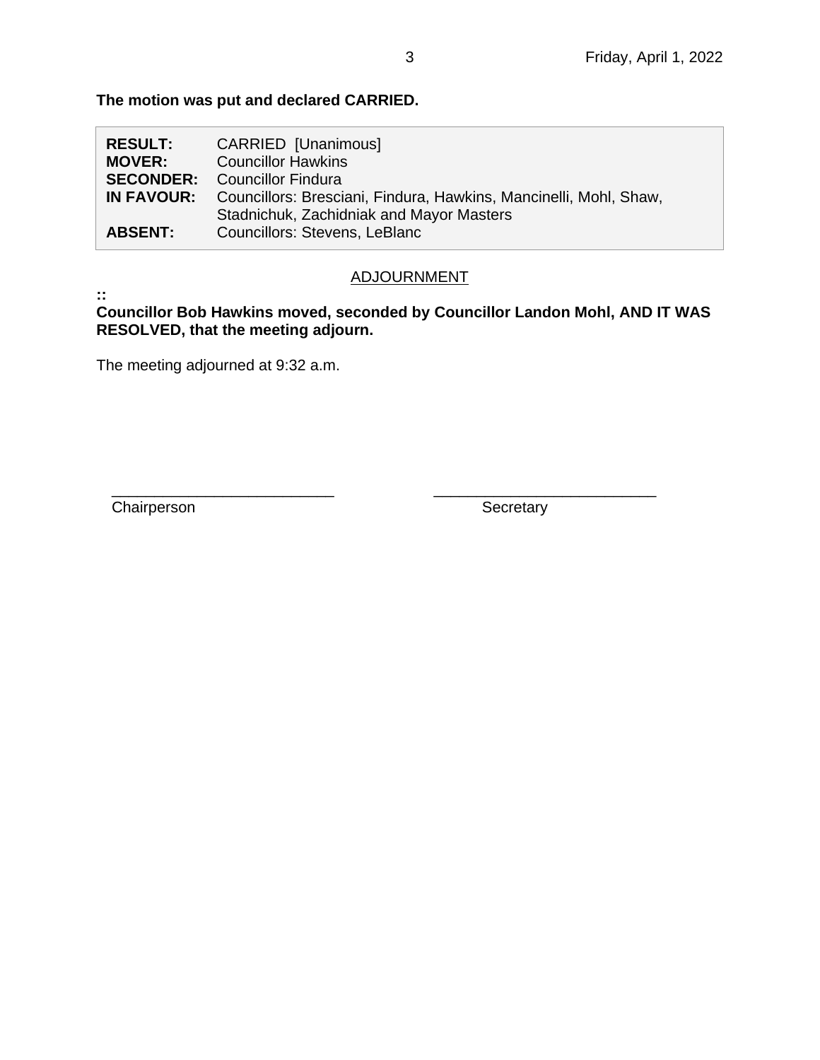**The motion was put and declared CARRIED.**

| | |
|---|---|
| **RESULT:** | CARRIED [Unanimous] |
| **MOVER:** | Councillor Hawkins |
| **SECONDER:** | Councillor Findura |
| **IN FAVOUR:** | Councillors: Bresciani, Findura, Hawkins, Mancinelli, Mohl, Shaw, Stadnichuk, Zachidniak and Mayor Masters |
| **ABSENT:** | Councillors: Stevens, LeBlanc |

## ADJOURNMENT

**::**

**Councillor Bob Hawkins moved, seconded by Councillor Landon Mohl, AND IT WAS RESOLVED, that the meeting adjourn.**

The meeting adjourned at 9:32 a.m.

\_\_\_\_\_\_\_\_\_\_\_\_\_\_\_\_\_\_\_\_\_\_\_\_\_\_ Chairperson

\_\_\_\_\_\_\_\_\_\_\_\_\_\_\_\_\_\_\_\_\_\_\_\_\_\_ Secretary